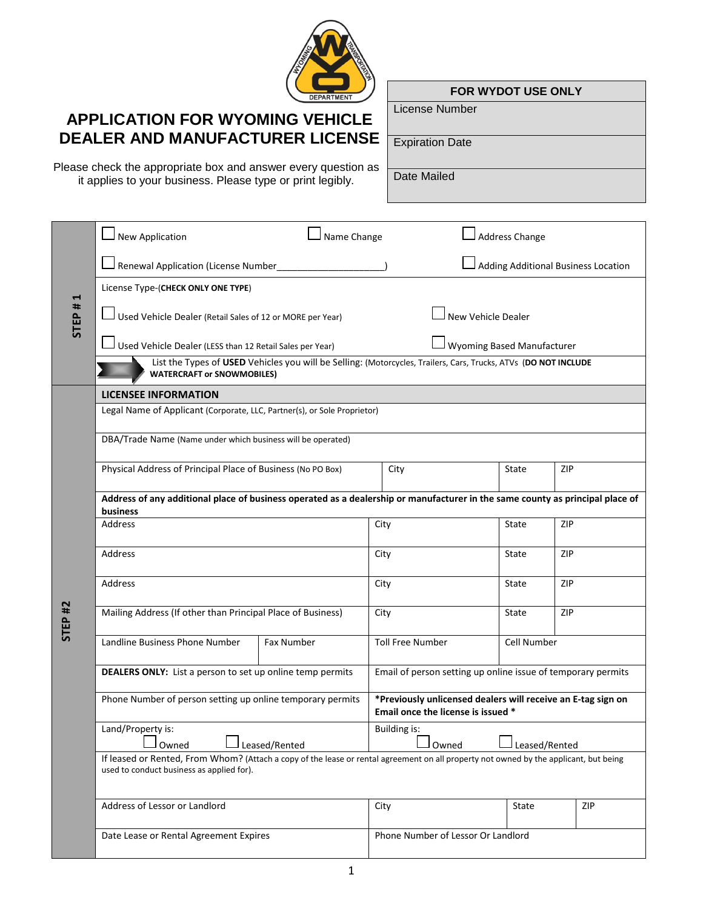# APPLICATION FOR WYOMING VEHICLE DEALER AND MANUFACTURER LICENSE

Please check the appropriate box and answer every question as it applies to your business. Please type or print legibly.

| FOR WYDOT USE ONLY |
|---|
| License Number |
| Expiration Date |
| Date Mailed |

## STEP # 1

☐ New Application ☐ Name Change ☐ Address Change

☐ Renewal Application (License Number____________________) ☐ Adding Additional Business Location

License Type-(**CHECK ONLY ONE TYPE**)

☐ Used Vehicle Dealer (Retail Sales of 12 or MORE per Year) ☐ New Vehicle Dealer

☐ Used Vehicle Dealer (LESS than 12 Retail Sales per Year) ☐ Wyoming Based Manufacturer

List the Types of **USED** Vehicles you will be Selling: (Motorcycles, Trailers, Cars, Trucks, ATVs (**DO NOT INCLUDE WATERCRAFT or SNOWMOBILES)**

## STEP #2

**LICENSEE INFORMATION**

Legal Name of Applicant (Corporate, LLC, Partner(s), or Sole Proprietor)

DBA/Trade Name (Name under which business will be operated)

| Physical Address of Principal Place of Business (No PO Box) | City | State | ZIP |
|---|---|---|---|

**Address of any additional place of business operated as a dealership or manufacturer in the same county as principal place of business**

| Address | City | State | ZIP |
|---|---|---|---|
| Address | City | State | ZIP |
| Address | City | State | ZIP |
| Mailing Address (If other than Principal Place of Business) | City | State | ZIP |

| Landline Business Phone Number | Fax Number | Toll Free Number | Cell Number |
|---|---|---|---|

| **DEALERS ONLY:** List a person to set up online temp permits | Email of person setting up online issue of temporary permits |
|---|---|
| Phone Number of person setting up online temporary permits | ***Previously unlicensed dealers will receive an E-tag sign on Email once the license is issued *** |
| Land/Property is: ☐ Owned ☐ Leased/Rented | Building is: ☐ Owned ☐ Leased/Rented |

If leased or Rented, From Whom? (Attach a copy of the lease or rental agreement on all property not owned by the applicant, but being used to conduct business as applied for).

| Address of Lessor or Landlord | City | State | ZIP |
|---|---|---|---|

| Date Lease or Rental Agreement Expires | Phone Number of Lessor Or Landlord |
|---|---|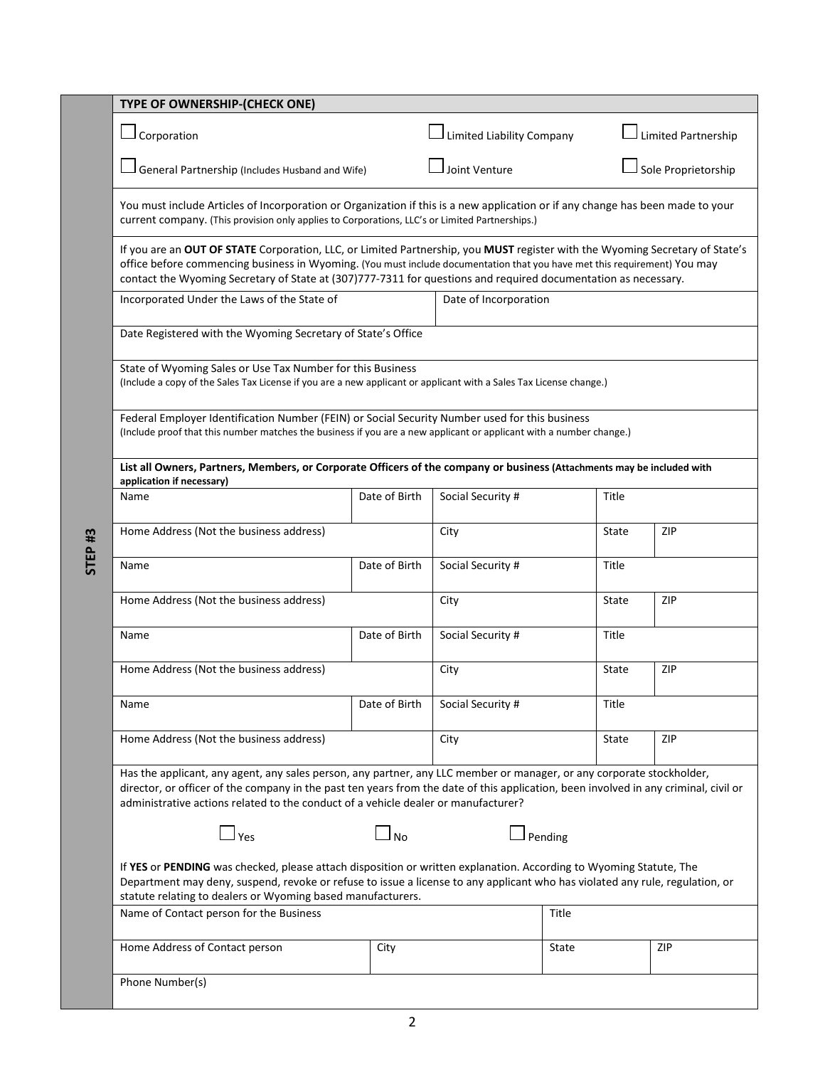**STEP #3**

## TYPE OF OWNERSHIP-(CHECK ONE)

☐ Corporation ☐ Limited Liability Company ☐ Limited Partnership

☐ General Partnership (Includes Husband and Wife) ☐ Joint Venture ☐ Sole Proprietorship

You must include Articles of Incorporation or Organization if this is a new application or if any change has been made to your current company. (This provision only applies to Corporations, LLC's or Limited Partnerships.)

If you are an **OUT OF STATE** Corporation, LLC, or Limited Partnership, you **MUST** register with the Wyoming Secretary of State's office before commencing business in Wyoming. (You must include documentation that you have met this requirement) You may contact the Wyoming Secretary of State at (307)777-7311 for questions and required documentation as necessary.

| Incorporated Under the Laws of the State of | Date of Incorporation |
|---|---|
| | |

Date Registered with the Wyoming Secretary of State's Office

State of Wyoming Sales or Use Tax Number for this Business
(Include a copy of the Sales Tax License if you are a new applicant or applicant with a Sales Tax License change.)

Federal Employer Identification Number (FEIN) or Social Security Number used for this business
(Include proof that this number matches the business if you are a new applicant or applicant with a number change.)

**List all Owners, Partners, Members, or Corporate Officers of the company or business (Attachments may be included with application if necessary)**

| Name | Date of Birth | Social Security # | Title | |
|---|---|---|---|---|
| Home Address (Not the business address) | | City | State | ZIP |
| Name | Date of Birth | Social Security # | Title | |
| Home Address (Not the business address) | | City | State | ZIP |
| Name | Date of Birth | Social Security # | Title | |
| Home Address (Not the business address) | | City | State | ZIP |
| Name | Date of Birth | Social Security # | Title | |
| Home Address (Not the business address) | | City | State | ZIP |

Has the applicant, any agent, any sales person, any partner, any LLC member or manager, or any corporate stockholder, director, or officer of the company in the past ten years from the date of this application, been involved in any criminal, civil or administrative actions related to the conduct of a vehicle dealer or manufacturer?

☐ Yes ☐ No ☐ Pending

If **YES** or **PENDING** was checked, please attach disposition or written explanation. According to Wyoming Statute, The Department may deny, suspend, revoke or refuse to issue a license to any applicant who has violated any rule, regulation, or statute relating to dealers or Wyoming based manufacturers.

| Name of Contact person for the Business | | Title | |
|---|---|---|---|
| Home Address of Contact person | City | State | ZIP |

Phone Number(s)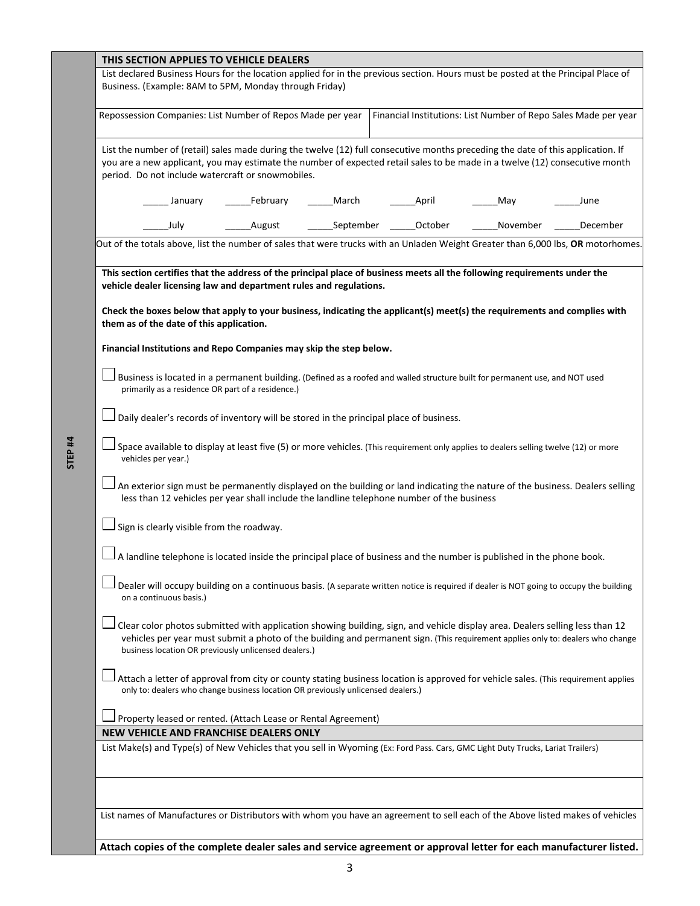STEP #4

## THIS SECTION APPLIES TO VEHICLE DEALERS

List declared Business Hours for the location applied for in the previous section. Hours must be posted at the Principal Place of Business. (Example: 8AM to 5PM, Monday through Friday)

| Repossession Companies: List Number of Repos Made per year | Financial Institutions: List Number of Repo Sales Made per year |
|---|---|
| | |

List the number of (retail) sales made during the twelve (12) full consecutive months preceding the date of this application. If you are a new applicant, you may estimate the number of expected retail sales to be made in a twelve (12) consecutive month period. Do not include watercraft or snowmobiles.

_____ January _____February _____March _____April _____May _____June

_____July _____August _____September _____October _____November _____December

Out of the totals above, list the number of sales that were trucks with an Unladen Weight Greater than 6,000 lbs, **OR** motorhomes.

**This section certifies that the address of the principal place of business meets all the following requirements under the vehicle dealer licensing law and department rules and regulations.**

**Check the boxes below that apply to your business, indicating the applicant(s) meet(s) the requirements and complies with them as of the date of this application.**

**Financial Institutions and Repo Companies may skip the step below.**

☐ Business is located in a permanent building. (Defined as a roofed and walled structure built for permanent use, and NOT used primarily as a residence OR part of a residence.)

☐ Daily dealer's records of inventory will be stored in the principal place of business.

☐ Space available to display at least five (5) or more vehicles. (This requirement only applies to dealers selling twelve (12) or more vehicles per year.)

☐ An exterior sign must be permanently displayed on the building or land indicating the nature of the business. Dealers selling less than 12 vehicles per year shall include the landline telephone number of the business

☐ Sign is clearly visible from the roadway.

☐ A landline telephone is located inside the principal place of business and the number is published in the phone book.

☐ Dealer will occupy building on a continuous basis. (A separate written notice is required if dealer is NOT going to occupy the building on a continuous basis.)

☐ Clear color photos submitted with application showing building, sign, and vehicle display area. Dealers selling less than 12 vehicles per year must submit a photo of the building and permanent sign. (This requirement applies only to: dealers who change business location OR previously unlicensed dealers.)

☐ Attach a letter of approval from city or county stating business location is approved for vehicle sales. (This requirement applies only to: dealers who change business location OR previously unlicensed dealers.)

☐ Property leased or rented. (Attach Lease or Rental Agreement)

## NEW VEHICLE AND FRANCHISE DEALERS ONLY

List Make(s) and Type(s) of New Vehicles that you sell in Wyoming (Ex: Ford Pass. Cars, GMC Light Duty Trucks, Lariat Trailers)

List names of Manufactures or Distributors with whom you have an agreement to sell each of the Above listed makes of vehicles

**Attach copies of the complete dealer sales and service agreement or approval letter for each manufacturer listed.**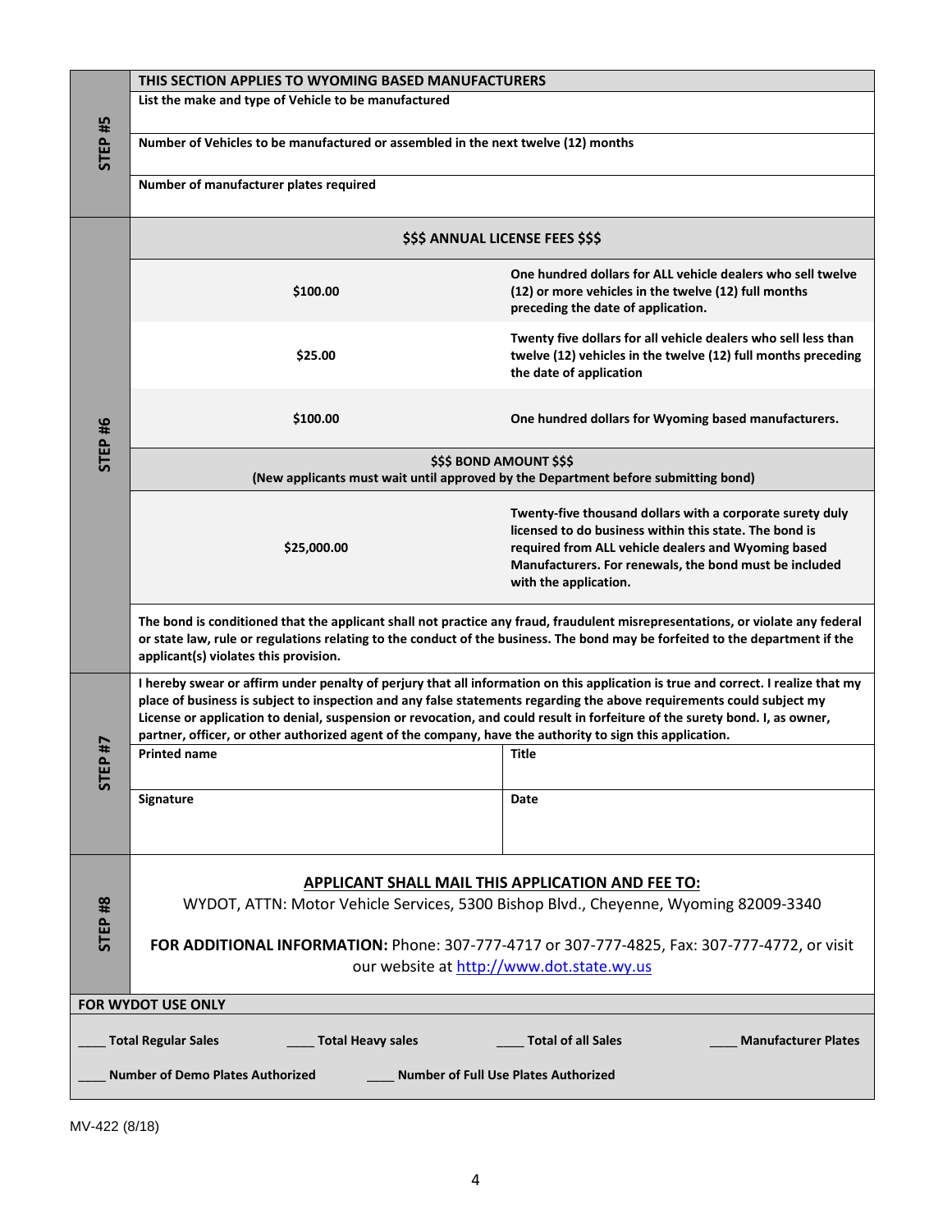## STEP #5

**THIS SECTION APPLIES TO WYOMING BASED MANUFACTURERS**

**List the make and type of Vehicle to be manufactured**

**Number of Vehicles to be manufactured or assembled in the next twelve (12) months**

**Number of manufacturer plates required**

## STEP #6

**$$$ ANNUAL LICENSE FEES $$$**

| | |
|---|---|
| **$100.00** | **One hundred dollars for ALL vehicle dealers who sell twelve (12) or more vehicles in the twelve (12) full months preceding the date of application.** |
| **$25.00** | **Twenty five dollars for all vehicle dealers who sell less than twelve (12) vehicles in the twelve (12) full months preceding the date of application** |
| **$100.00** | **One hundred dollars for Wyoming based manufacturers.** |

**$$$ BOND AMOUNT $$$**
**(New applicants must wait until approved by the Department before submitting bond)**

| | |
|---|---|
| **$25,000.00** | **Twenty-five thousand dollars with a corporate surety duly licensed to do business within this state. The bond is required from ALL vehicle dealers and Wyoming based Manufacturers. For renewals, the bond must be included with the application.** |

**The bond is conditioned that the applicant shall not practice any fraud, fraudulent misrepresentations, or violate any federal or state law, rule or regulations relating to the conduct of the business. The bond may be forfeited to the department if the applicant(s) violates this provision.**

## STEP #7

**I hereby swear or affirm under penalty of perjury that all information on this application is true and correct. I realize that my place of business is subject to inspection and any false statements regarding the above requirements could subject my License or application to denial, suspension or revocation, and could result in forfeiture of the surety bond. I, as owner, partner, officer, or other authorized agent of the company, have the authority to sign this application.**

| | |
|---|---|
| **Printed name** | **Title** |
| **Signature** | **Date** |

## STEP #8

**APPLICANT SHALL MAIL THIS APPLICATION AND FEE TO:**

WYDOT, ATTN: Motor Vehicle Services, 5300 Bishop Blvd., Cheyenne, Wyoming 82009-3340

**FOR ADDITIONAL INFORMATION:** Phone: 307-777-4717 or 307-777-4825, Fax: 307-777-4772, or visit our website at http://www.dot.state.wy.us

**FOR WYDOT USE ONLY**

____ **Total Regular Sales** ____ **Total Heavy sales** ____ **Total of all Sales** ____ **Manufacturer Plates**

____ **Number of Demo Plates Authorized** ____ **Number of Full Use Plates Authorized**

MV-422 (8/18)